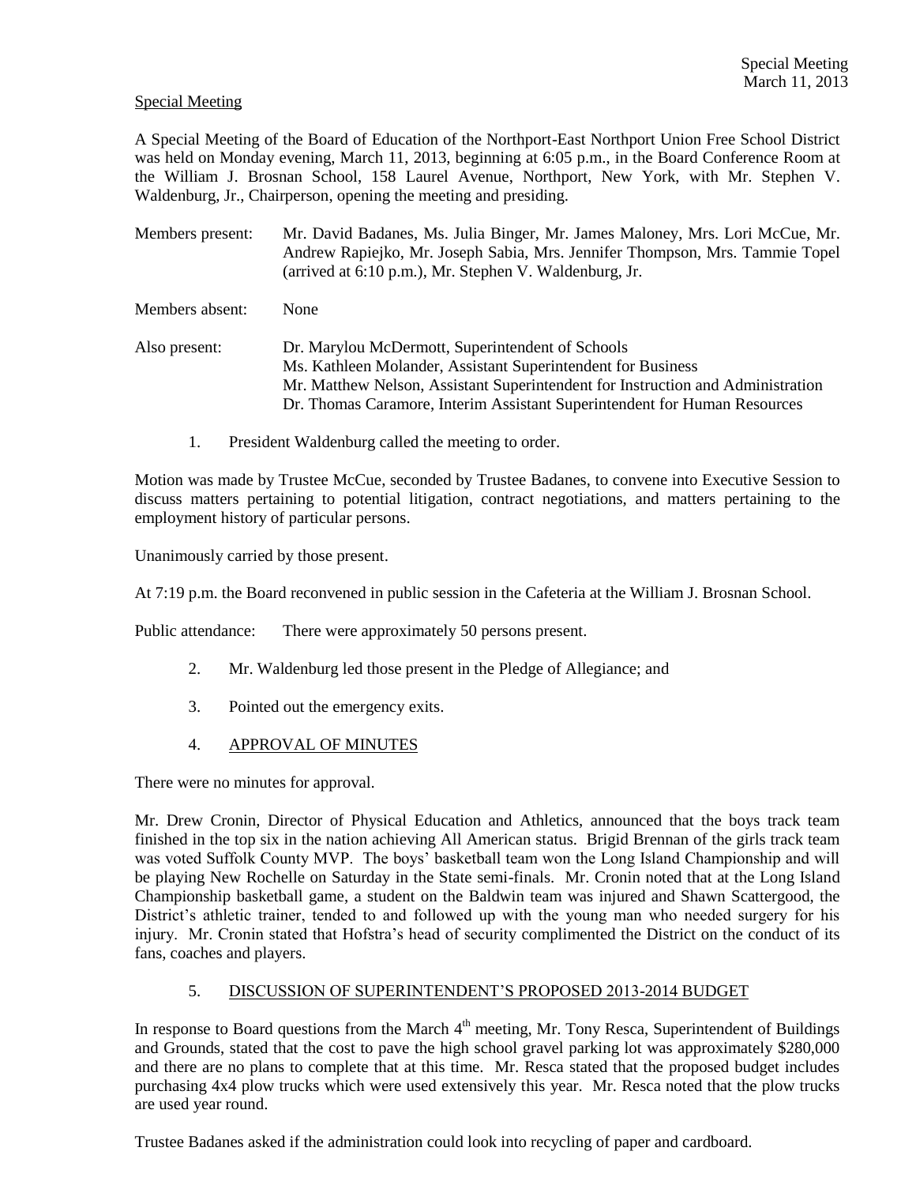Special Meeting

A Special Meeting of the Board of Education of the Northport-East Northport Union Free School District was held on Monday evening, March 11, 2013, beginning at 6:05 p.m., in the Board Conference Room at the William J. Brosnan School, 158 Laurel Avenue, Northport, New York, with Mr. Stephen V. Waldenburg, Jr., Chairperson, opening the meeting and presiding.

Members present: Mr. David Badanes, Ms. Julia Binger, Mr. James Maloney, Mrs. Lori McCue, Mr. Andrew Rapiejko, Mr. Joseph Sabia, Mrs. Jennifer Thompson, Mrs. Tammie Topel (arrived at 6:10 p.m.), Mr. Stephen V. Waldenburg, Jr.

Members absent: None

Also present: Dr. Marylou McDermott, Superintendent of Schools
Ms. Kathleen Molander, Assistant Superintendent for Business
Mr. Matthew Nelson, Assistant Superintendent for Instruction and Administration
Dr. Thomas Caramore, Interim Assistant Superintendent for Human Resources

1. President Waldenburg called the meeting to order.

Motion was made by Trustee McCue, seconded by Trustee Badanes, to convene into Executive Session to discuss matters pertaining to potential litigation, contract negotiations, and matters pertaining to the employment history of particular persons.

Unanimously carried by those present.

At 7:19 p.m. the Board reconvened in public session in the Cafeteria at the William J. Brosnan School.

Public attendance: There were approximately 50 persons present.

2. Mr. Waldenburg led those present in the Pledge of Allegiance; and

3. Pointed out the emergency exits.

4. APPROVAL OF MINUTES

There were no minutes for approval.

Mr. Drew Cronin, Director of Physical Education and Athletics, announced that the boys track team finished in the top six in the nation achieving All American status. Brigid Brennan of the girls track team was voted Suffolk County MVP. The boys' basketball team won the Long Island Championship and will be playing New Rochelle on Saturday in the State semi-finals. Mr. Cronin noted that at the Long Island Championship basketball game, a student on the Baldwin team was injured and Shawn Scattergood, the District's athletic trainer, tended to and followed up with the young man who needed surgery for his injury. Mr. Cronin stated that Hofstra's head of security complimented the District on the conduct of its fans, coaches and players.

5. DISCUSSION OF SUPERINTENDENT'S PROPOSED 2013-2014 BUDGET

In response to Board questions from the March 4th meeting, Mr. Tony Resca, Superintendent of Buildings and Grounds, stated that the cost to pave the high school gravel parking lot was approximately $280,000 and there are no plans to complete that at this time. Mr. Resca stated that the proposed budget includes purchasing 4x4 plow trucks which were used extensively this year. Mr. Resca noted that the plow trucks are used year round.

Trustee Badanes asked if the administration could look into recycling of paper and cardboard.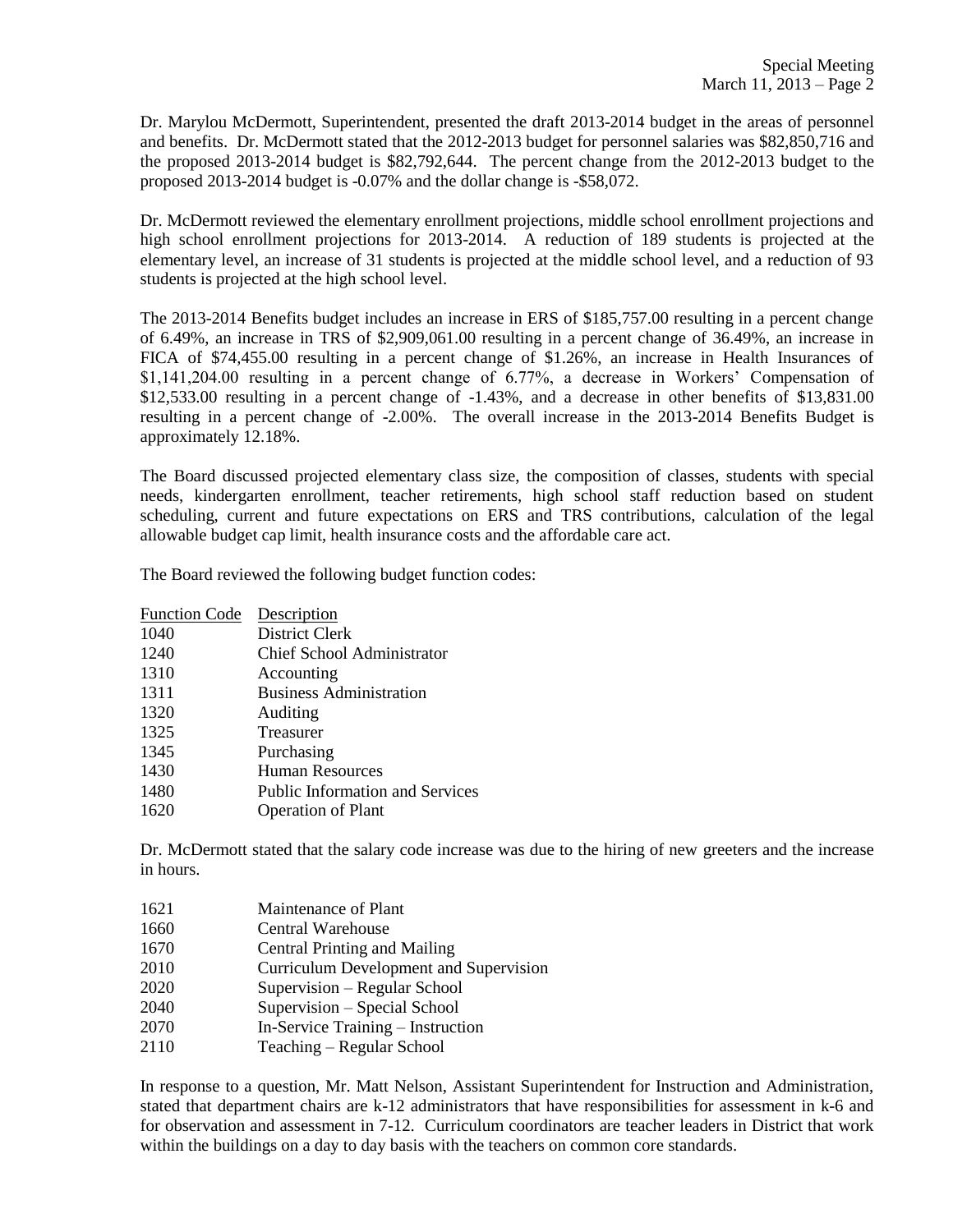Dr. Marylou McDermott, Superintendent, presented the draft 2013-2014 budget in the areas of personnel and benefits. Dr. McDermott stated that the 2012-2013 budget for personnel salaries was $82,850,716 and the proposed 2013-2014 budget is $82,792,644. The percent change from the 2012-2013 budget to the proposed 2013-2014 budget is -0.07% and the dollar change is -$58,072.

Dr. McDermott reviewed the elementary enrollment projections, middle school enrollment projections and high school enrollment projections for 2013-2014. A reduction of 189 students is projected at the elementary level, an increase of 31 students is projected at the middle school level, and a reduction of 93 students is projected at the high school level.

The 2013-2014 Benefits budget includes an increase in ERS of $185,757.00 resulting in a percent change of 6.49%, an increase in TRS of $2,909,061.00 resulting in a percent change of 36.49%, an increase in FICA of $74,455.00 resulting in a percent change of $1.26%, an increase in Health Insurances of $1,141,204.00 resulting in a percent change of 6.77%, a decrease in Workers' Compensation of $12,533.00 resulting in a percent change of -1.43%, and a decrease in other benefits of $13,831.00 resulting in a percent change of -2.00%. The overall increase in the 2013-2014 Benefits Budget is approximately 12.18%.

The Board discussed projected elementary class size, the composition of classes, students with special needs, kindergarten enrollment, teacher retirements, high school staff reduction based on student scheduling, current and future expectations on ERS and TRS contributions, calculation of the legal allowable budget cap limit, health insurance costs and the affordable care act.

The Board reviewed the following budget function codes:

| Function Code | Description |
|---|---|
| 1040 | District Clerk |
| 1240 | Chief School Administrator |
| 1310 | Accounting |
| 1311 | Business Administration |
| 1320 | Auditing |
| 1325 | Treasurer |
| 1345 | Purchasing |
| 1430 | Human Resources |
| 1480 | Public Information and Services |
| 1620 | Operation of Plant |

Dr. McDermott stated that the salary code increase was due to the hiring of new greeters and the increase in hours.

| | |
|---|---|
| 1621 | Maintenance of Plant |
| 1660 | Central Warehouse |
| 1670 | Central Printing and Mailing |
| 2010 | Curriculum Development and Supervision |
| 2020 | Supervision – Regular School |
| 2040 | Supervision – Special School |
| 2070 | In-Service Training – Instruction |
| 2110 | Teaching – Regular School |

In response to a question, Mr. Matt Nelson, Assistant Superintendent for Instruction and Administration, stated that department chairs are k-12 administrators that have responsibilities for assessment in k-6 and for observation and assessment in 7-12. Curriculum coordinators are teacher leaders in District that work within the buildings on a day to day basis with the teachers on common core standards.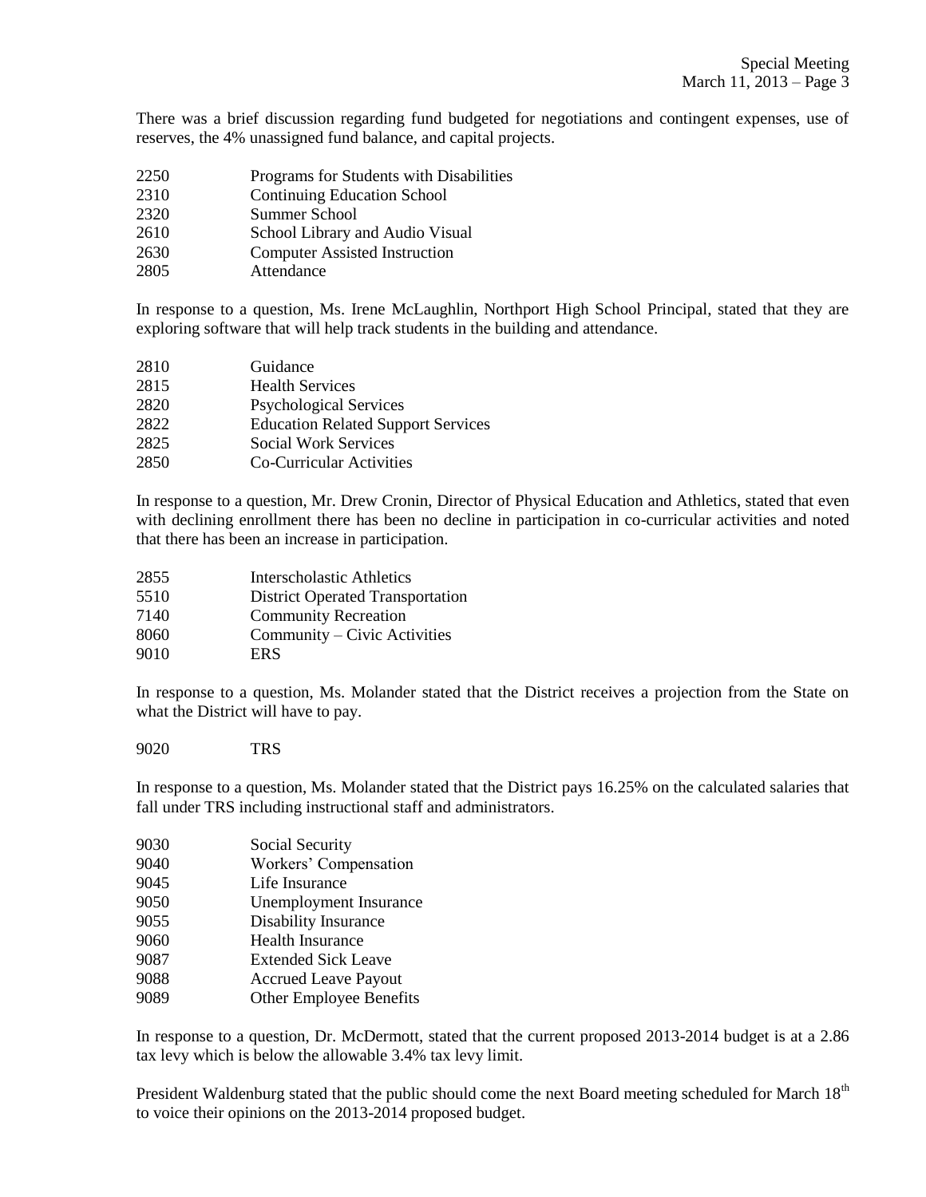There was a brief discussion regarding fund budgeted for negotiations and contingent expenses, use of reserves, the 4% unassigned fund balance, and capital projects.

| | |
|---|---|
| 2250 | Programs for Students with Disabilities |
| 2310 | Continuing Education School |
| 2320 | Summer School |
| 2610 | School Library and Audio Visual |
| 2630 | Computer Assisted Instruction |
| 2805 | Attendance |

In response to a question, Ms. Irene McLaughlin, Northport High School Principal, stated that they are exploring software that will help track students in the building and attendance.

| | |
|---|---|
| 2810 | Guidance |
| 2815 | Health Services |
| 2820 | Psychological Services |
| 2822 | Education Related Support Services |
| 2825 | Social Work Services |
| 2850 | Co-Curricular Activities |

In response to a question, Mr. Drew Cronin, Director of Physical Education and Athletics, stated that even with declining enrollment there has been no decline in participation in co-curricular activities and noted that there has been an increase in participation.

| | |
|---|---|
| 2855 | Interscholastic Athletics |
| 5510 | District Operated Transportation |
| 7140 | Community Recreation |
| 8060 | Community – Civic Activities |
| 9010 | ERS |

In response to a question, Ms. Molander stated that the District receives a projection from the State on what the District will have to pay.

9020 TRS

In response to a question, Ms. Molander stated that the District pays 16.25% on the calculated salaries that fall under TRS including instructional staff and administrators.

| | |
|---|---|
| 9030 | Social Security |
| 9040 | Workers' Compensation |
| 9045 | Life Insurance |
| 9050 | Unemployment Insurance |
| 9055 | Disability Insurance |
| 9060 | Health Insurance |
| 9087 | Extended Sick Leave |
| 9088 | Accrued Leave Payout |
| 9089 | Other Employee Benefits |

In response to a question, Dr. McDermott, stated that the current proposed 2013-2014 budget is at a 2.86 tax levy which is below the allowable 3.4% tax levy limit.

President Waldenburg stated that the public should come the next Board meeting scheduled for March 18th to voice their opinions on the 2013-2014 proposed budget.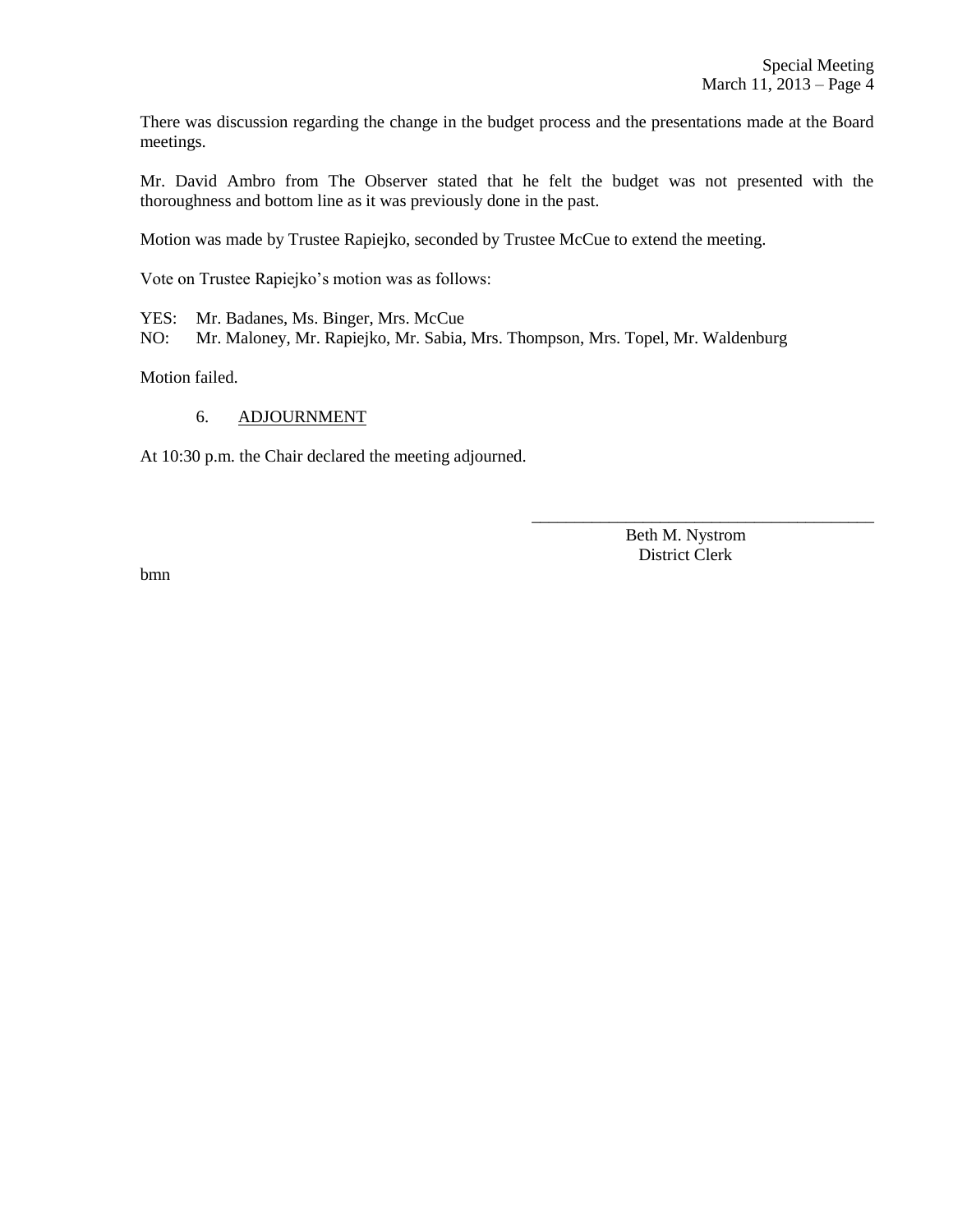There was discussion regarding the change in the budget process and the presentations made at the Board meetings.

Mr. David Ambro from The Observer stated that he felt the budget was not presented with the thoroughness and bottom line as it was previously done in the past.

Motion was made by Trustee Rapiejko, seconded by Trustee McCue to extend the meeting.

Vote on Trustee Rapiejko's motion was as follows:

YES: Mr. Badanes, Ms. Binger, Mrs. McCue
NO: Mr. Maloney, Mr. Rapiejko, Mr. Sabia, Mrs. Thompson, Mrs. Topel, Mr. Waldenburg

Motion failed.

6. ADJOURNMENT

At 10:30 p.m. the Chair declared the meeting adjourned.

\_\_\_\_\_\_\_\_\_\_\_\_\_\_\_\_\_\_\_\_\_\_\_\_\_\_\_\_\_\_\_\_\_\_\_\_\_\_\_\_\_

Beth M. Nystrom
District Clerk

bmn